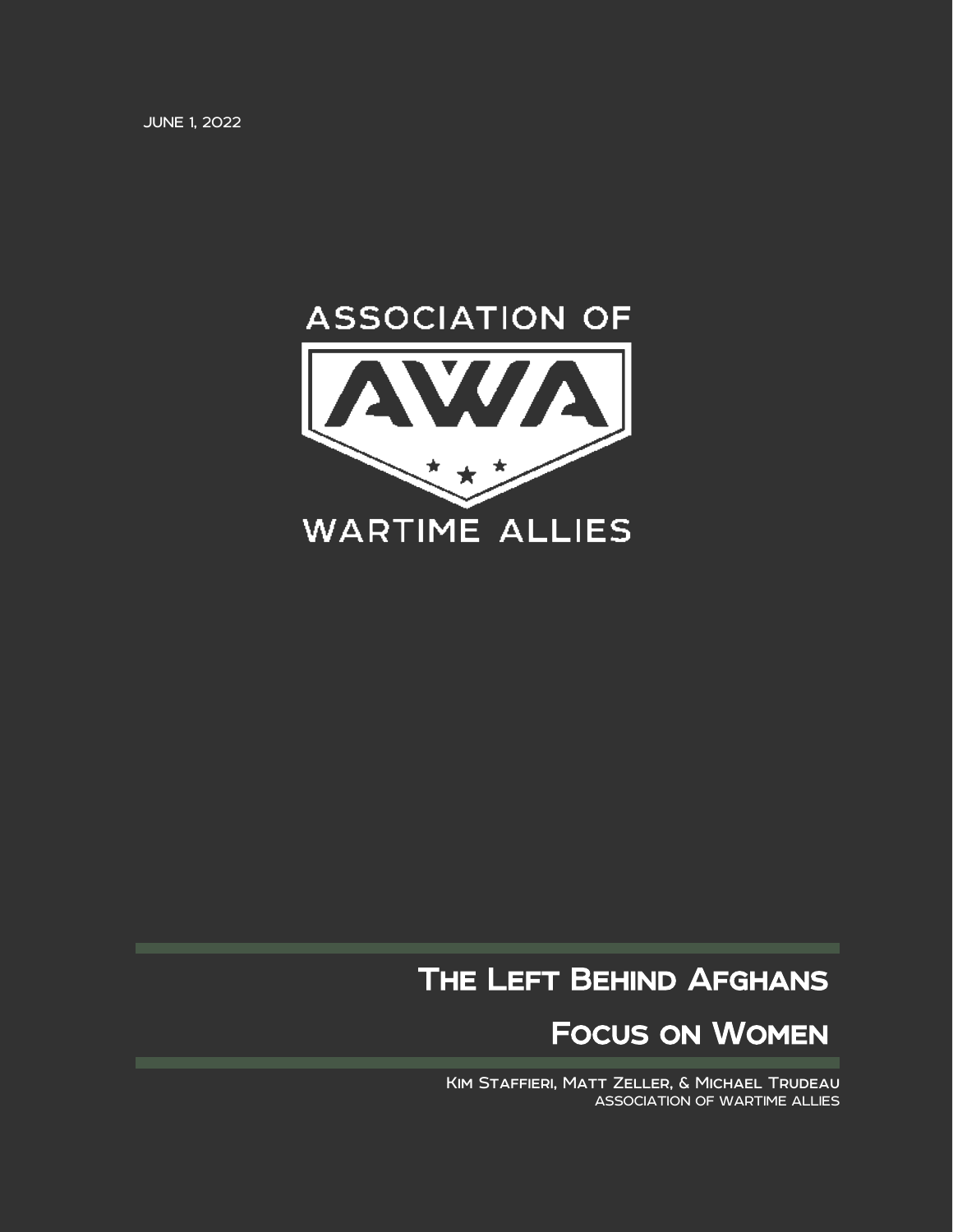JUNE 1, 2022

ASSOCIATION OF

AWA

WARTIME ALLIES

# The Left Behind Afghans

## Focus on Women

Kim Staffieri, Matt Zeller, & Michael Trudeau
ASSOCIATION OF WARTIME ALLIES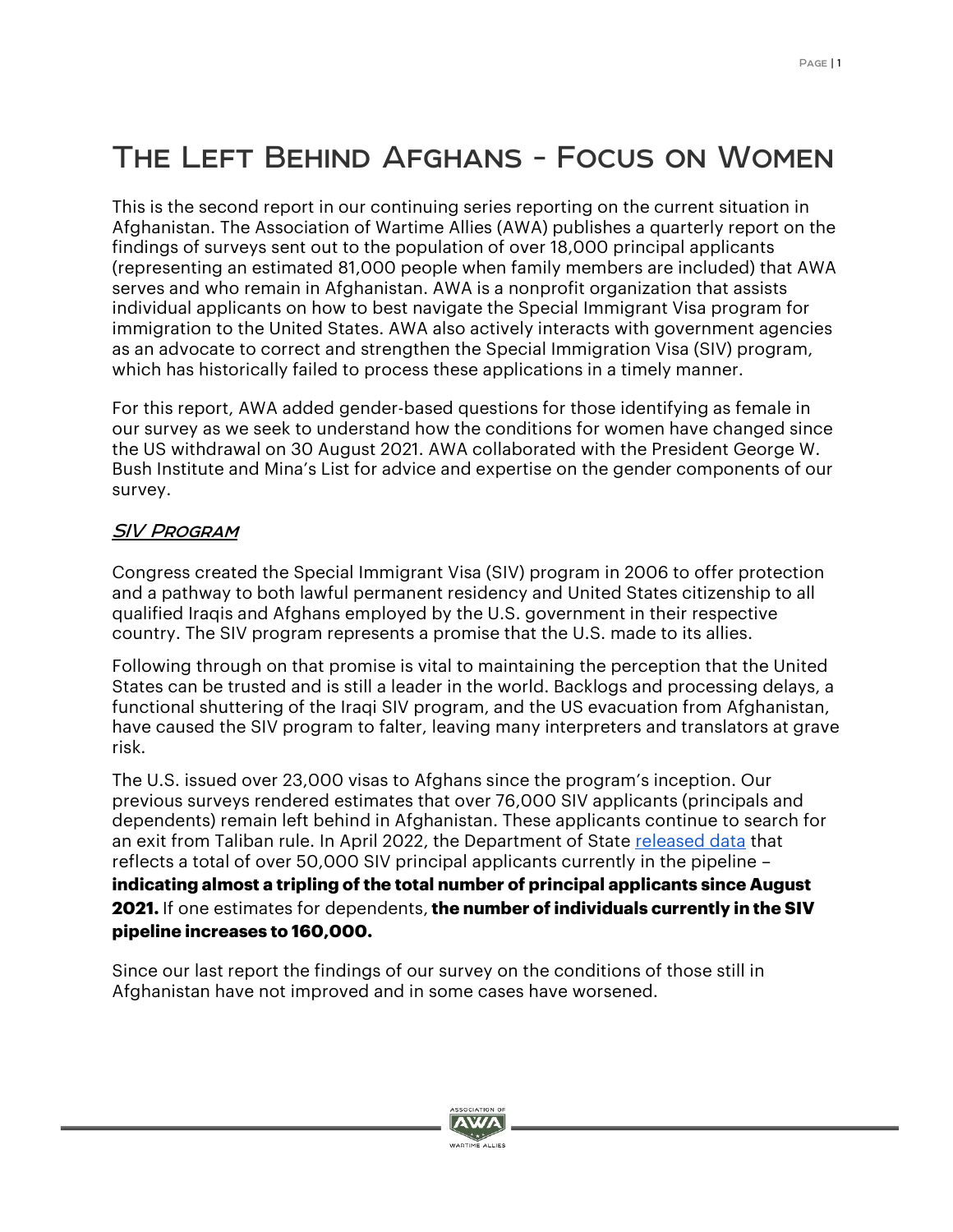# The Left Behind Afghans - Focus on Women

This is the second report in our continuing series reporting on the current situation in Afghanistan. The Association of Wartime Allies (AWA) publishes a quarterly report on the findings of surveys sent out to the population of over 18,000 principal applicants (representing an estimated 81,000 people when family members are included) that AWA serves and who remain in Afghanistan. AWA is a nonprofit organization that assists individual applicants on how to best navigate the Special Immigrant Visa program for immigration to the United States. AWA also actively interacts with government agencies as an advocate to correct and strengthen the Special Immigration Visa (SIV) program, which has historically failed to process these applications in a timely manner.

For this report, AWA added gender-based questions for those identifying as female in our survey as we seek to understand how the conditions for women have changed since the US withdrawal on 30 August 2021. AWA collaborated with the President George W. Bush Institute and Mina's List for advice and expertise on the gender components of our survey.

## *SIV Program*

Congress created the Special Immigrant Visa (SIV) program in 2006 to offer protection and a pathway to both lawful permanent residency and United States citizenship to all qualified Iraqis and Afghans employed by the U.S. government in their respective country. The SIV program represents a promise that the U.S. made to its allies.

Following through on that promise is vital to maintaining the perception that the United States can be trusted and is still a leader in the world. Backlogs and processing delays, a functional shuttering of the Iraqi SIV program, and the US evacuation from Afghanistan, have caused the SIV program to falter, leaving many interpreters and translators at grave risk.

The U.S. issued over 23,000 visas to Afghans since the program's inception. Our previous surveys rendered estimates that over 76,000 SIV applicants (principals and dependents) remain left behind in Afghanistan. These applicants continue to search for an exit from Taliban rule. In April 2022, the Department of State released data that reflects a total of over 50,000 SIV principal applicants currently in the pipeline – **indicating almost a tripling of the total number of principal applicants since August 2021.** If one estimates for dependents, **the number of individuals currently in the SIV pipeline increases to 160,000.**

Since our last report the findings of our survey on the conditions of those still in Afghanistan have not improved and in some cases have worsened.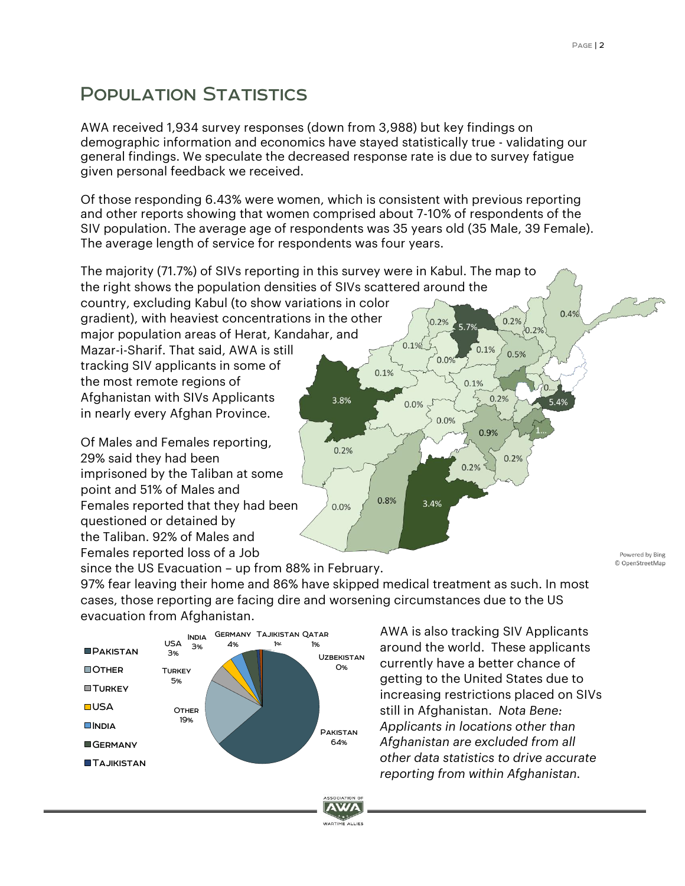# Population Statistics

AWA received 1,934 survey responses (down from 3,988) but key findings on demographic information and economics have stayed statistically true - validating our general findings. We speculate the decreased response rate is due to survey fatigue given personal feedback we received.

Of those responding 6.43% were women, which is consistent with previous reporting and other reports showing that women comprised about 7-10% of respondents of the SIV population. The average age of respondents was 35 years old (35 Male, 39 Female). The average length of service for respondents was four years.

The majority (71.7%) of SIVs reporting in this survey were in Kabul. The map to the right shows the population densities of SIVs scattered around the country, excluding Kabul (to show variations in color gradient), with heaviest concentrations in the other major population areas of Herat, Kandahar, and Mazar-i-Sharif. That said, AWA is still tracking SIV applicants in some of the most remote regions of Afghanistan with SIVs Applicants in nearly every Afghan Province.

Of Males and Females reporting, 29% said they had been imprisoned by the Taliban at some point and 51% of Males and Females reported that they had been questioned or detained by the Taliban. 92% of Males and Females reported loss of a Job since the US Evacuation – up from 88% in February. 97% fear leaving their home and 86% have skipped medical treatment as such. In most cases, those reporting are facing dire and worsening circumstances due to the US evacuation from Afghanistan.

AWA is also tracking SIV Applicants around the world. These applicants currently have a better chance of getting to the United States due to increasing restrictions placed on SIVs still in Afghanistan. *Nota Bene: Applicants in locations other than Afghanistan are excluded from all other data statistics to drive accurate reporting from within Afghanistan.*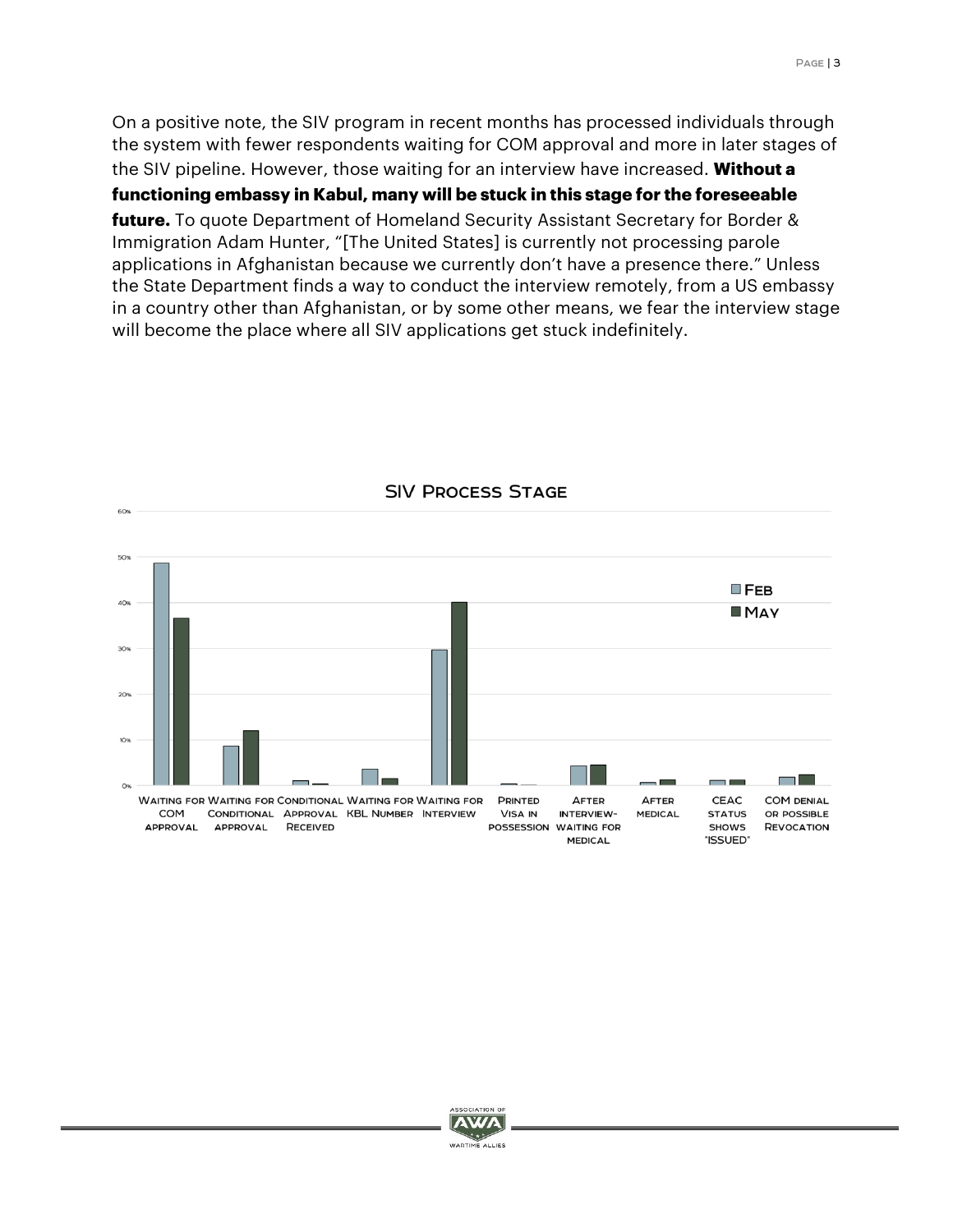On a positive note, the SIV program in recent months has processed individuals through the system with fewer respondents waiting for COM approval and more in later stages of the SIV pipeline. However, those waiting for an interview have increased. **Without a functioning embassy in Kabul, many will be stuck in this stage for the foreseeable future.** To quote Department of Homeland Security Assistant Secretary for Border & Immigration Adam Hunter, "[The United States] is currently not processing parole applications in Afghanistan because we currently don't have a presence there." Unless the State Department finds a way to conduct the interview remotely, from a US embassy in a country other than Afghanistan, or by some other means, we fear the interview stage will become the place where all SIV applications get stuck indefinitely.

SIV Process Stage

| Stage | Feb | May |
|---|---|---|
| Waiting for COM approval | ~49% | ~37% |
| Waiting for Conditional approval | ~9% | ~12% |
| Conditional Approval Received | ~1% | ~0.5% |
| Waiting for KBL Number | ~3.5% | ~1.5% |
| Waiting for Interview | ~30% | ~40% |
| Printed Visa in possession | ~0.3% | ~0.2% |
| After interview-waiting for medical | ~4% | ~4.5% |
| After medical | ~0.7% | ~1.2% |
| CEAC status shows "ISSUED" | ~1% | ~1% |
| COM denial or possible Revocation | ~2% | ~2.5% |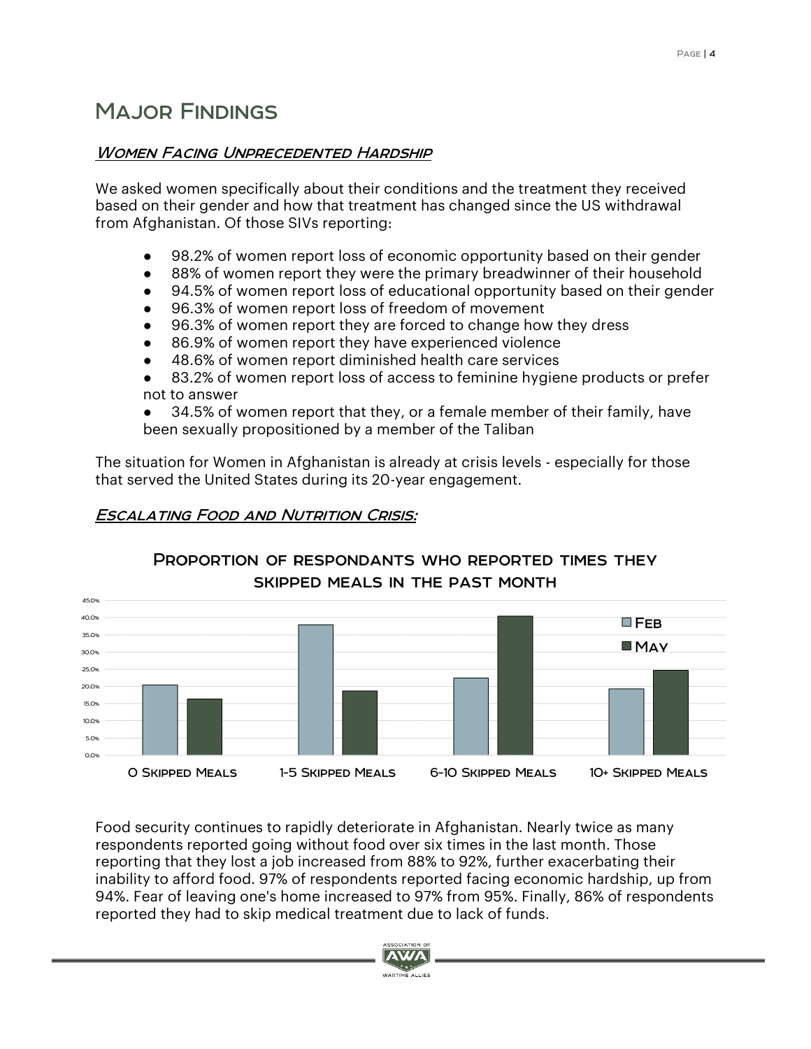# Major Findings

### *Women Facing Unprecedented Hardship*

We asked women specifically about their conditions and the treatment they received based on their gender and how that treatment has changed since the US withdrawal from Afghanistan. Of those SIVs reporting:

- 98.2% of women report loss of economic opportunity based on their gender
- 88% of women report they were the primary breadwinner of their household
- 94.5% of women report loss of educational opportunity based on their gender
- 96.3% of women report loss of freedom of movement
- 96.3% of women report they are forced to change how they dress
- 86.9% of women report they have experienced violence
- 48.6% of women report diminished health care services
- 83.2% of women report loss of access to feminine hygiene products or prefer not to answer
- 34.5% of women report that they, or a female member of their family, have been sexually propositioned by a member of the Taliban

The situation for Women in Afghanistan is already at crisis levels - especially for those that served the United States during its 20-year engagement.

### *Escalating Food and Nutrition Crisis:*

**Proportion of respondants who reported times they skipped meals in the past month**

| | Feb | May |
|---|---|---|
| 0 Skipped Meals | ~20.5% | ~16.4% |
| 1-5 Skipped Meals | ~38.0% | ~18.8% |
| 6-10 Skipped Meals | ~22.5% | ~40.5% |
| 10+ Skipped Meals | ~19.3% | ~24.8% |

Food security continues to rapidly deteriorate in Afghanistan. Nearly twice as many respondents reported going without food over six times in the last month. Those reporting that they lost a job increased from 88% to 92%, further exacerbating their inability to afford food. 97% of respondents reported facing economic hardship, up from 94%. Fear of leaving one's home increased to 97% from 95%. Finally, 86% of respondents reported they had to skip medical treatment due to lack of funds.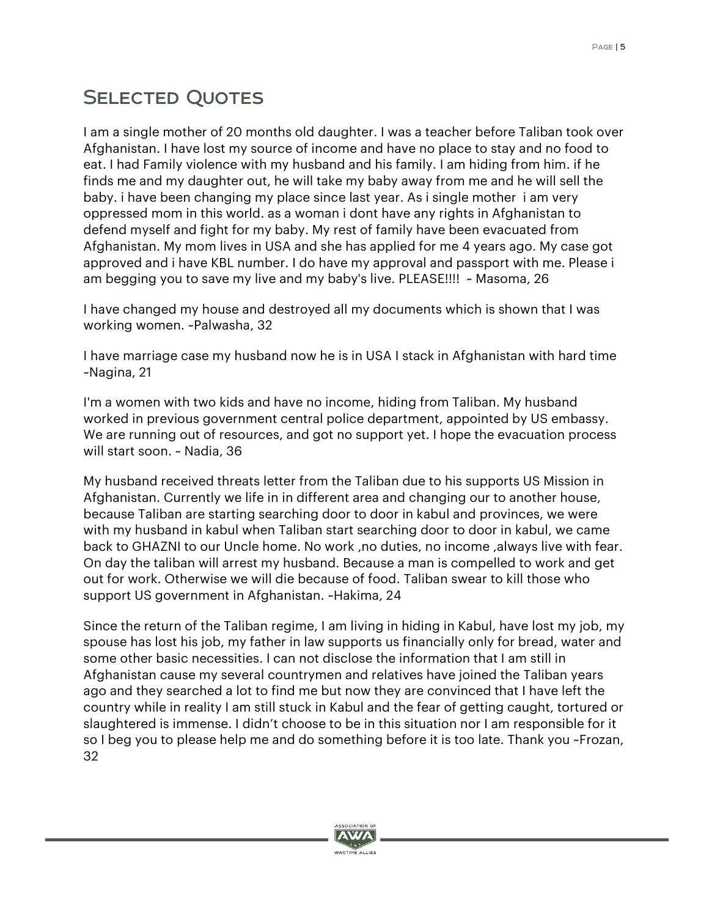## Selected Quotes

I am a single mother of 20 months old daughter. I was a teacher before Taliban took over Afghanistan. I have lost my source of income and have no place to stay and no food to eat. I had Family violence with my husband and his family. I am hiding from him. if he finds me and my daughter out, he will take my baby away from me and he will sell the baby. i have been changing my place since last year. As i single mother i am very oppressed mom in this world. as a woman i dont have any rights in Afghanistan to defend myself and fight for my baby. My rest of family have been evacuated from Afghanistan. My mom lives in USA and she has applied for me 4 years ago. My case got approved and i have KBL number. I do have my approval and passport with me. Please i am begging you to save my live and my baby's live. PLEASE!!!! ~ Masoma, 26

I have changed my house and destroyed all my documents which is shown that I was working women. ~Palwasha, 32

I have marriage case my husband now he is in USA I stack in Afghanistan with hard time ~Nagina, 21

I'm a women with two kids and have no income, hiding from Taliban. My husband worked in previous government central police department, appointed by US embassy. We are running out of resources, and got no support yet. I hope the evacuation process will start soon. ~ Nadia, 36

My husband received threats letter from the Taliban due to his supports US Mission in Afghanistan. Currently we life in in different area and changing our to another house, because Taliban are starting searching door to door in kabul and provinces, we were with my husband in kabul when Taliban start searching door to door in kabul, we came back to GHAZNI to our Uncle home. No work ,no duties, no income ,always live with fear. On day the taliban will arrest my husband. Because a man is compelled to work and get out for work. Otherwise we will die because of food. Taliban swear to kill those who support US government in Afghanistan. ~Hakima, 24

Since the return of the Taliban regime, I am living in hiding in Kabul, have lost my job, my spouse has lost his job, my father in law supports us financially only for bread, water and some other basic necessities. I can not disclose the information that I am still in Afghanistan cause my several countrymen and relatives have joined the Taliban years ago and they searched a lot to find me but now they are convinced that I have left the country while in reality I am still stuck in Kabul and the fear of getting caught, tortured or slaughtered is immense. I didn't choose to be in this situation nor I am responsible for it so I beg you to please help me and do something before it is too late. Thank you ~Frozan, 32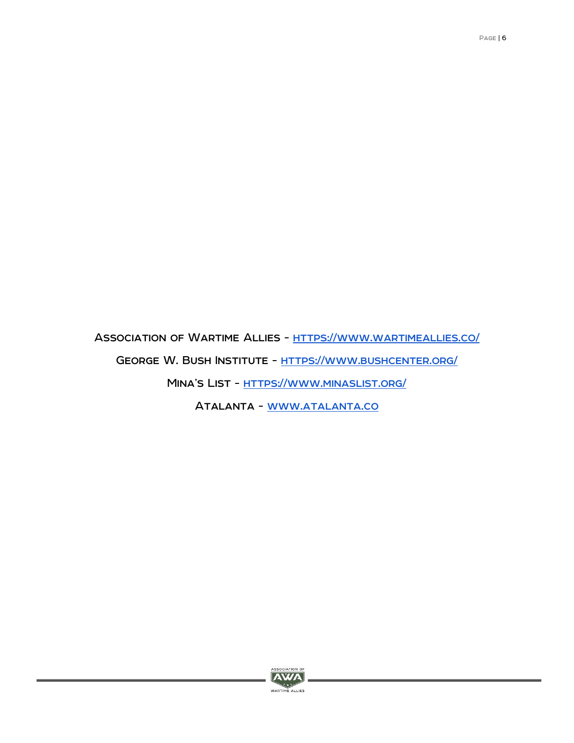Association of Wartime Allies - [https://www.wartimeallies.co/](https://www.wartimeallies.co/)

George W. Bush Institute - [https://www.bushcenter.org/](https://www.bushcenter.org/)

Mina's List - [https://www.minaslist.org/](https://www.minaslist.org/)

Atalanta - [www.atalanta.co](http://www.atalanta.co)